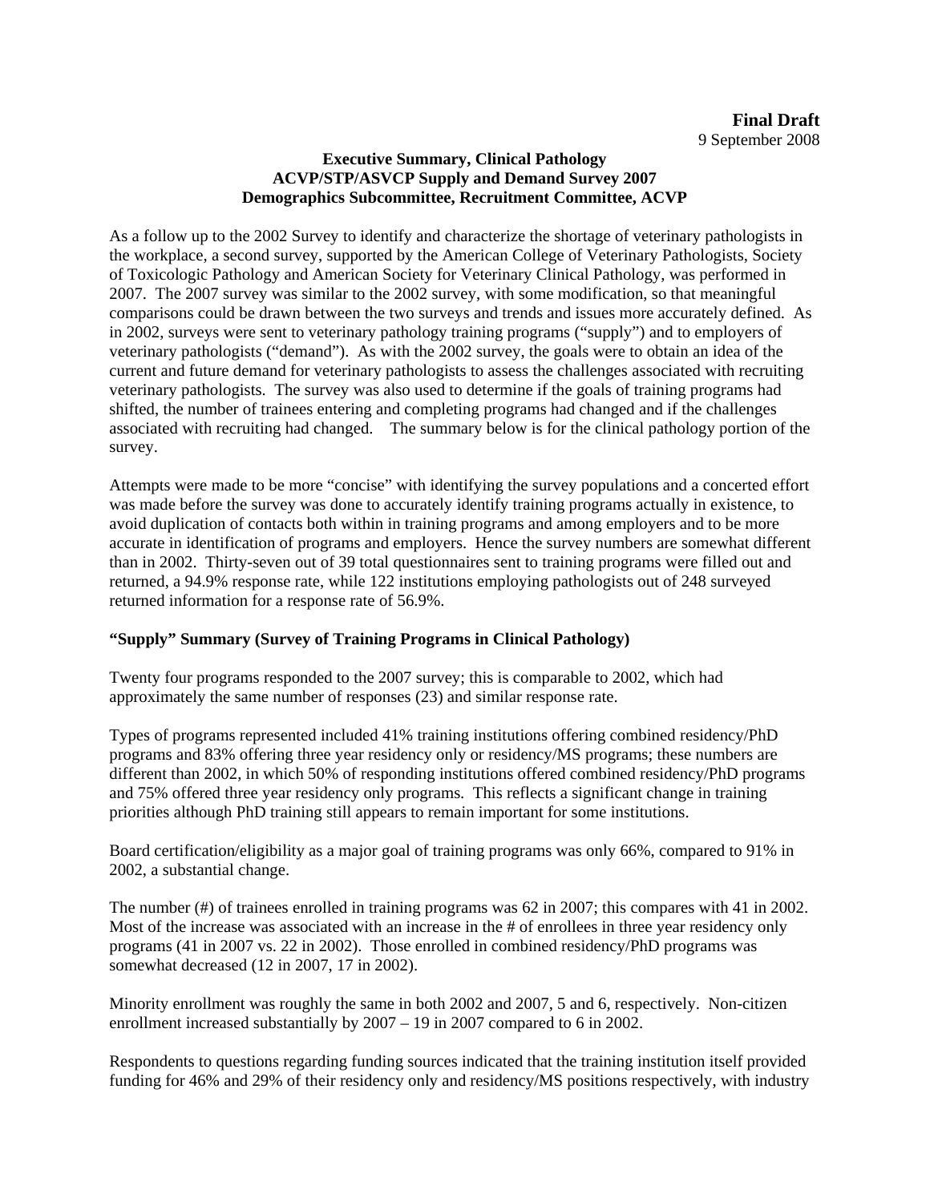**Final Draft**
9 September 2008

**Executive Summary, Clinical Pathology**
**ACVP/STP/ASVCP Supply and Demand Survey 2007**
**Demographics Subcommittee, Recruitment Committee, ACVP**

As a follow up to the 2002 Survey to identify and characterize the shortage of veterinary pathologists in the workplace, a second survey, supported by the American College of Veterinary Pathologists, Society of Toxicologic Pathology and American Society for Veterinary Clinical Pathology, was performed in 2007. The 2007 survey was similar to the 2002 survey, with some modification, so that meaningful comparisons could be drawn between the two surveys and trends and issues more accurately defined. As in 2002, surveys were sent to veterinary pathology training programs ("supply") and to employers of veterinary pathologists ("demand"). As with the 2002 survey, the goals were to obtain an idea of the current and future demand for veterinary pathologists to assess the challenges associated with recruiting veterinary pathologists. The survey was also used to determine if the goals of training programs had shifted, the number of trainees entering and completing programs had changed and if the challenges associated with recruiting had changed. The summary below is for the clinical pathology portion of the survey.

Attempts were made to be more "concise" with identifying the survey populations and a concerted effort was made before the survey was done to accurately identify training programs actually in existence, to avoid duplication of contacts both within in training programs and among employers and to be more accurate in identification of programs and employers. Hence the survey numbers are somewhat different than in 2002. Thirty-seven out of 39 total questionnaires sent to training programs were filled out and returned, a 94.9% response rate, while 122 institutions employing pathologists out of 248 surveyed returned information for a response rate of 56.9%.

**"Supply" Summary (Survey of Training Programs in Clinical Pathology)**

Twenty four programs responded to the 2007 survey; this is comparable to 2002, which had approximately the same number of responses (23) and similar response rate.

Types of programs represented included 41% training institutions offering combined residency/PhD programs and 83% offering three year residency only or residency/MS programs; these numbers are different than 2002, in which 50% of responding institutions offered combined residency/PhD programs and 75% offered three year residency only programs. This reflects a significant change in training priorities although PhD training still appears to remain important for some institutions.

Board certification/eligibility as a major goal of training programs was only 66%, compared to 91% in 2002, a substantial change.

The number (#) of trainees enrolled in training programs was 62 in 2007; this compares with 41 in 2002. Most of the increase was associated with an increase in the # of enrollees in three year residency only programs (41 in 2007 vs. 22 in 2002). Those enrolled in combined residency/PhD programs was somewhat decreased (12 in 2007, 17 in 2002).

Minority enrollment was roughly the same in both 2002 and 2007, 5 and 6, respectively. Non-citizen enrollment increased substantially by 2007 – 19 in 2007 compared to 6 in 2002.

Respondents to questions regarding funding sources indicated that the training institution itself provided funding for 46% and 29% of their residency only and residency/MS positions respectively, with industry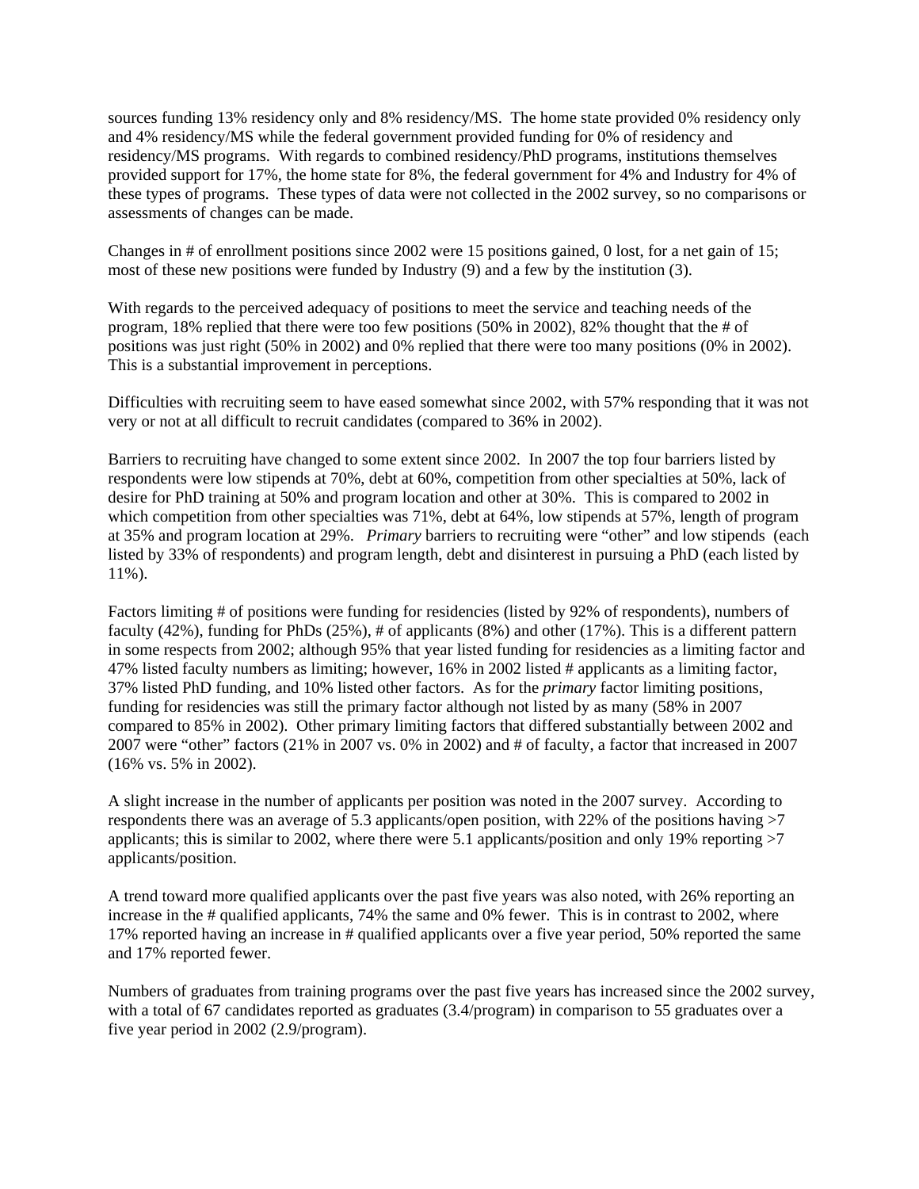sources funding 13% residency only and 8% residency/MS. The home state provided 0% residency only and 4% residency/MS while the federal government provided funding for 0% of residency and residency/MS programs. With regards to combined residency/PhD programs, institutions themselves provided support for 17%, the home state for 8%, the federal government for 4% and Industry for 4% of these types of programs. These types of data were not collected in the 2002 survey, so no comparisons or assessments of changes can be made.

Changes in # of enrollment positions since 2002 were 15 positions gained, 0 lost, for a net gain of 15; most of these new positions were funded by Industry (9) and a few by the institution (3).

With regards to the perceived adequacy of positions to meet the service and teaching needs of the program, 18% replied that there were too few positions (50% in 2002), 82% thought that the # of positions was just right (50% in 2002) and 0% replied that there were too many positions (0% in 2002). This is a substantial improvement in perceptions.

Difficulties with recruiting seem to have eased somewhat since 2002, with 57% responding that it was not very or not at all difficult to recruit candidates (compared to 36% in 2002).

Barriers to recruiting have changed to some extent since 2002. In 2007 the top four barriers listed by respondents were low stipends at 70%, debt at 60%, competition from other specialties at 50%, lack of desire for PhD training at 50% and program location and other at 30%. This is compared to 2002 in which competition from other specialties was 71%, debt at 64%, low stipends at 57%, length of program at 35% and program location at 29%. *Primary* barriers to recruiting were "other" and low stipends (each listed by 33% of respondents) and program length, debt and disinterest in pursuing a PhD (each listed by 11%).

Factors limiting # of positions were funding for residencies (listed by 92% of respondents), numbers of faculty (42%), funding for PhDs (25%), # of applicants (8%) and other (17%). This is a different pattern in some respects from 2002; although 95% that year listed funding for residencies as a limiting factor and 47% listed faculty numbers as limiting; however, 16% in 2002 listed # applicants as a limiting factor, 37% listed PhD funding, and 10% listed other factors. As for the *primary* factor limiting positions, funding for residencies was still the primary factor although not listed by as many (58% in 2007 compared to 85% in 2002). Other primary limiting factors that differed substantially between 2002 and 2007 were "other" factors (21% in 2007 vs. 0% in 2002) and # of faculty, a factor that increased in 2007 (16% vs. 5% in 2002).

A slight increase in the number of applicants per position was noted in the 2007 survey. According to respondents there was an average of 5.3 applicants/open position, with 22% of the positions having >7 applicants; this is similar to 2002, where there were 5.1 applicants/position and only 19% reporting >7 applicants/position.

A trend toward more qualified applicants over the past five years was also noted, with 26% reporting an increase in the # qualified applicants, 74% the same and 0% fewer. This is in contrast to 2002, where 17% reported having an increase in # qualified applicants over a five year period, 50% reported the same and 17% reported fewer.

Numbers of graduates from training programs over the past five years has increased since the 2002 survey, with a total of 67 candidates reported as graduates (3.4/program) in comparison to 55 graduates over a five year period in 2002 (2.9/program).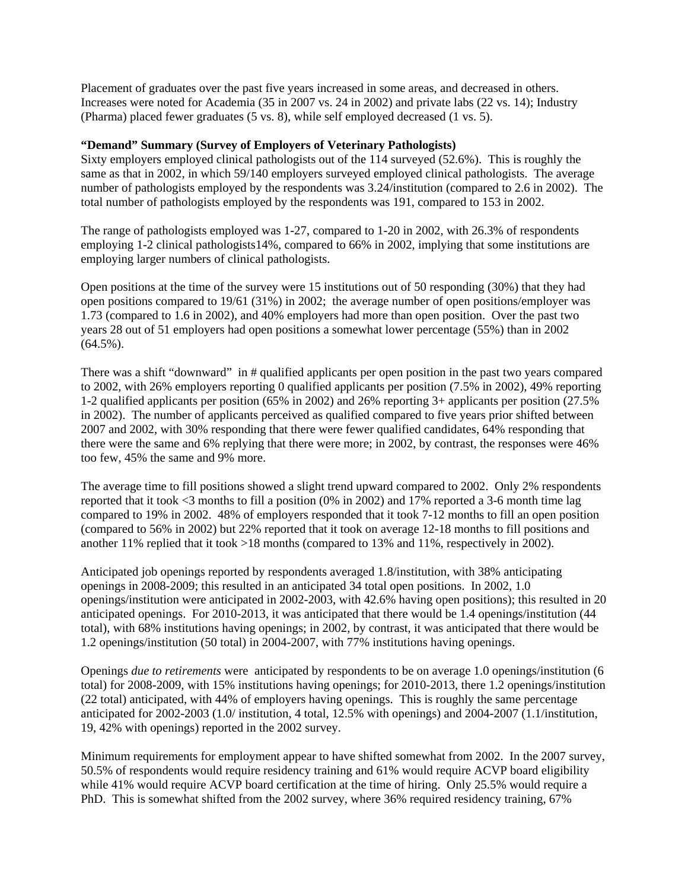Placement of graduates over the past five years increased in some areas, and decreased in others. Increases were noted for Academia (35 in 2007 vs. 24 in 2002) and private labs (22 vs. 14); Industry (Pharma) placed fewer graduates (5 vs. 8), while self employed decreased (1 vs. 5).

**"Demand" Summary (Survey of Employers of Veterinary Pathologists)**

Sixty employers employed clinical pathologists out of the 114 surveyed (52.6%). This is roughly the same as that in 2002, in which 59/140 employers surveyed employed clinical pathologists. The average number of pathologists employed by the respondents was 3.24/institution (compared to 2.6 in 2002). The total number of pathologists employed by the respondents was 191, compared to 153 in 2002.

The range of pathologists employed was 1-27, compared to 1-20 in 2002, with 26.3% of respondents employing 1-2 clinical pathologists14%, compared to 66% in 2002, implying that some institutions are employing larger numbers of clinical pathologists.

Open positions at the time of the survey were 15 institutions out of 50 responding (30%) that they had open positions compared to 19/61 (31%) in 2002; the average number of open positions/employer was 1.73 (compared to 1.6 in 2002), and 40% employers had more than open position. Over the past two years 28 out of 51 employers had open positions a somewhat lower percentage (55%) than in 2002 (64.5%).

There was a shift "downward" in # qualified applicants per open position in the past two years compared to 2002, with 26% employers reporting 0 qualified applicants per position (7.5% in 2002), 49% reporting 1-2 qualified applicants per position (65% in 2002) and 26% reporting 3+ applicants per position (27.5% in 2002). The number of applicants perceived as qualified compared to five years prior shifted between 2007 and 2002, with 30% responding that there were fewer qualified candidates, 64% responding that there were the same and 6% replying that there were more; in 2002, by contrast, the responses were 46% too few, 45% the same and 9% more.

The average time to fill positions showed a slight trend upward compared to 2002. Only 2% respondents reported that it took <3 months to fill a position (0% in 2002) and 17% reported a 3-6 month time lag compared to 19% in 2002. 48% of employers responded that it took 7-12 months to fill an open position (compared to 56% in 2002) but 22% reported that it took on average 12-18 months to fill positions and another 11% replied that it took >18 months (compared to 13% and 11%, respectively in 2002).

Anticipated job openings reported by respondents averaged 1.8/institution, with 38% anticipating openings in 2008-2009; this resulted in an anticipated 34 total open positions. In 2002, 1.0 openings/institution were anticipated in 2002-2003, with 42.6% having open positions); this resulted in 20 anticipated openings. For 2010-2013, it was anticipated that there would be 1.4 openings/institution (44 total), with 68% institutions having openings; in 2002, by contrast, it was anticipated that there would be 1.2 openings/institution (50 total) in 2004-2007, with 77% institutions having openings.

Openings *due to retirements* were anticipated by respondents to be on average 1.0 openings/institution (6 total) for 2008-2009, with 15% institutions having openings; for 2010-2013, there 1.2 openings/institution (22 total) anticipated, with 44% of employers having openings. This is roughly the same percentage anticipated for 2002-2003 (1.0/ institution, 4 total, 12.5% with openings) and 2004-2007 (1.1/institution, 19, 42% with openings) reported in the 2002 survey.

Minimum requirements for employment appear to have shifted somewhat from 2002. In the 2007 survey, 50.5% of respondents would require residency training and 61% would require ACVP board eligibility while 41% would require ACVP board certification at the time of hiring. Only 25.5% would require a PhD. This is somewhat shifted from the 2002 survey, where 36% required residency training, 67%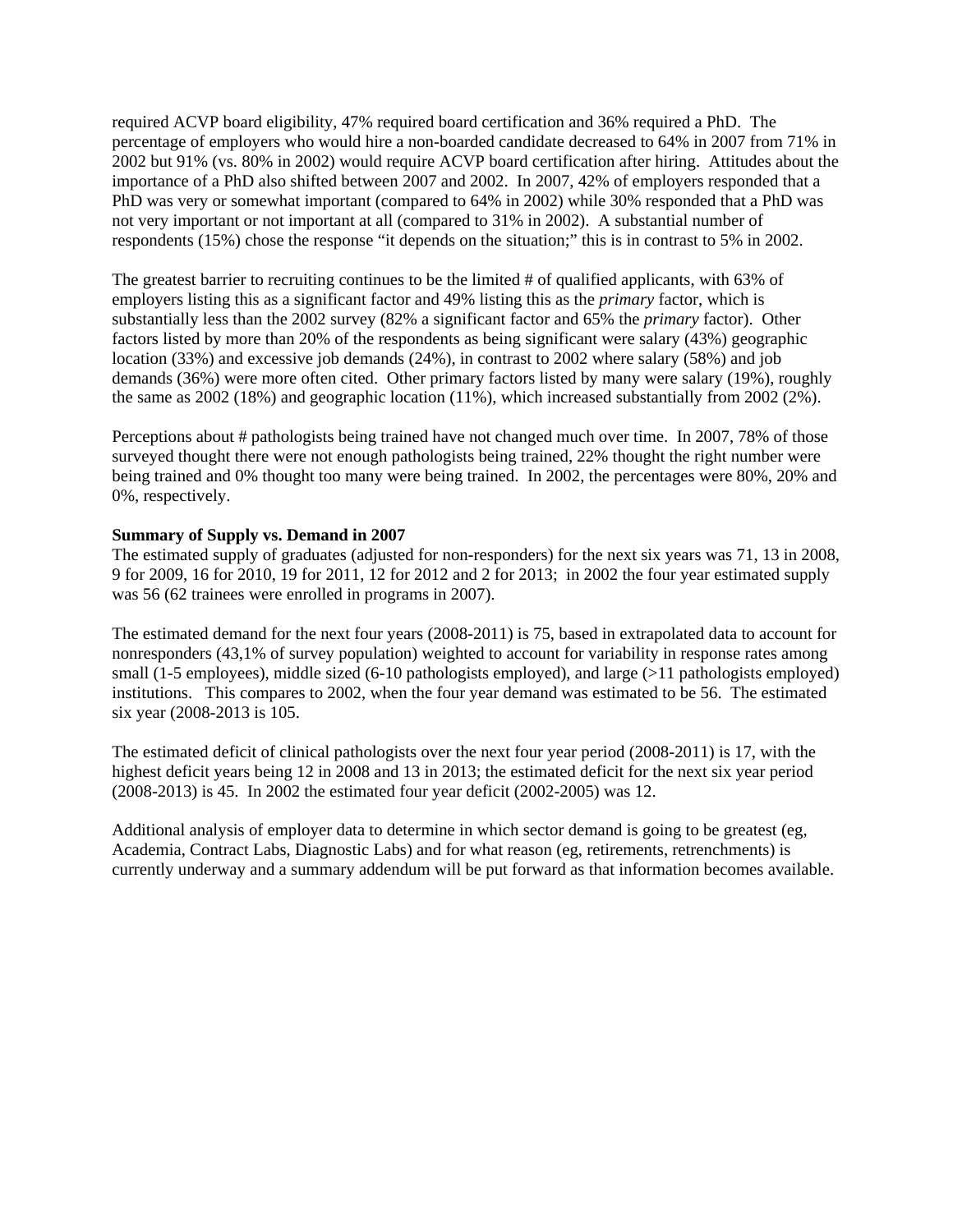required ACVP board eligibility, 47% required board certification and 36% required a PhD. The percentage of employers who would hire a non-boarded candidate decreased to 64% in 2007 from 71% in 2002 but 91% (vs. 80% in 2002) would require ACVP board certification after hiring. Attitudes about the importance of a PhD also shifted between 2007 and 2002. In 2007, 42% of employers responded that a PhD was very or somewhat important (compared to 64% in 2002) while 30% responded that a PhD was not very important or not important at all (compared to 31% in 2002). A substantial number of respondents (15%) chose the response "it depends on the situation;" this is in contrast to 5% in 2002.

The greatest barrier to recruiting continues to be the limited # of qualified applicants, with 63% of employers listing this as a significant factor and 49% listing this as the *primary* factor, which is substantially less than the 2002 survey (82% a significant factor and 65% the *primary* factor). Other factors listed by more than 20% of the respondents as being significant were salary (43%) geographic location (33%) and excessive job demands (24%), in contrast to 2002 where salary (58%) and job demands (36%) were more often cited. Other primary factors listed by many were salary (19%), roughly the same as 2002 (18%) and geographic location (11%), which increased substantially from 2002 (2%).

Perceptions about # pathologists being trained have not changed much over time. In 2007, 78% of those surveyed thought there were not enough pathologists being trained, 22% thought the right number were being trained and 0% thought too many were being trained. In 2002, the percentages were 80%, 20% and 0%, respectively.

**Summary of Supply vs. Demand in 2007**

The estimated supply of graduates (adjusted for non-responders) for the next six years was 71, 13 in 2008, 9 for 2009, 16 for 2010, 19 for 2011, 12 for 2012 and 2 for 2013; in 2002 the four year estimated supply was 56 (62 trainees were enrolled in programs in 2007).

The estimated demand for the next four years (2008-2011) is 75, based in extrapolated data to account for nonresponders (43,1% of survey population) weighted to account for variability in response rates among small (1-5 employees), middle sized (6-10 pathologists employed), and large (>11 pathologists employed) institutions. This compares to 2002, when the four year demand was estimated to be 56. The estimated six year (2008-2013 is 105.

The estimated deficit of clinical pathologists over the next four year period (2008-2011) is 17, with the highest deficit years being 12 in 2008 and 13 in 2013; the estimated deficit for the next six year period (2008-2013) is 45. In 2002 the estimated four year deficit (2002-2005) was 12.

Additional analysis of employer data to determine in which sector demand is going to be greatest (eg, Academia, Contract Labs, Diagnostic Labs) and for what reason (eg, retirements, retrenchments) is currently underway and a summary addendum will be put forward as that information becomes available.